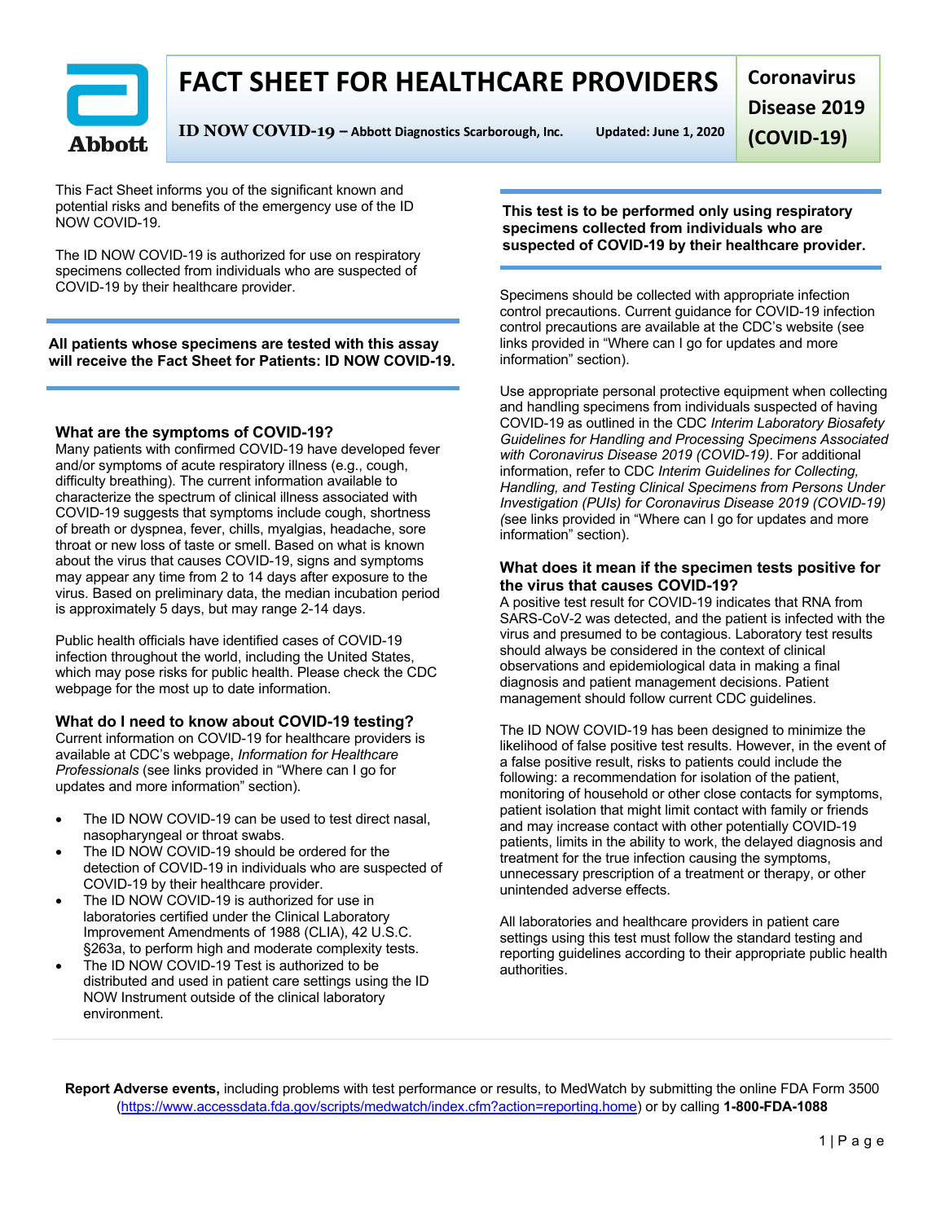# FACT SHEET FOR HEALTHCARE PROVIDERS

**ID NOW COVID-19 – Abbott Diagnostics Scarborough, Inc.** **Updated: June 1, 2020**

**Coronavirus Disease 2019 (COVID-19)**

This Fact Sheet informs you of the significant known and potential risks and benefits of the emergency use of the ID NOW COVID-19.

The ID NOW COVID-19 is authorized for use on respiratory specimens collected from individuals who are suspected of COVID-19 by their healthcare provider.

**All patients whose specimens are tested with this assay will receive the Fact Sheet for Patients: ID NOW COVID-19.**

### What are the symptoms of COVID-19?

Many patients with confirmed COVID-19 have developed fever and/or symptoms of acute respiratory illness (e.g., cough, difficulty breathing). The current information available to characterize the spectrum of clinical illness associated with COVID-19 suggests that symptoms include cough, shortness of breath or dyspnea, fever, chills, myalgias, headache, sore throat or new loss of taste or smell. Based on what is known about the virus that causes COVID-19, signs and symptoms may appear any time from 2 to 14 days after exposure to the virus. Based on preliminary data, the median incubation period is approximately 5 days, but may range 2-14 days.

Public health officials have identified cases of COVID-19 infection throughout the world, including the United States, which may pose risks for public health. Please check the CDC webpage for the most up to date information.

### What do I need to know about COVID-19 testing?

Current information on COVID-19 for healthcare providers is available at CDC's webpage, *Information for Healthcare Professionals* (see links provided in "Where can I go for updates and more information" section).

- The ID NOW COVID-19 can be used to test direct nasal, nasopharyngeal or throat swabs.
- The ID NOW COVID-19 should be ordered for the detection of COVID-19 in individuals who are suspected of COVID-19 by their healthcare provider.
- The ID NOW COVID-19 is authorized for use in laboratories certified under the Clinical Laboratory Improvement Amendments of 1988 (CLIA), 42 U.S.C. §263a, to perform high and moderate complexity tests.
- The ID NOW COVID-19 Test is authorized to be distributed and used in patient care settings using the ID NOW Instrument outside of the clinical laboratory environment.

**This test is to be performed only using respiratory specimens collected from individuals who are suspected of COVID-19 by their healthcare provider.**

Specimens should be collected with appropriate infection control precautions. Current guidance for COVID-19 infection control precautions are available at the CDC's website (see links provided in "Where can I go for updates and more information" section).

Use appropriate personal protective equipment when collecting and handling specimens from individuals suspected of having COVID-19 as outlined in the CDC *Interim Laboratory Biosafety Guidelines for Handling and Processing Specimens Associated with Coronavirus Disease 2019 (COVID-19)*. For additional information, refer to CDC *Interim Guidelines for Collecting, Handling, and Testing Clinical Specimens from Persons Under Investigation (PUIs) for Coronavirus Disease 2019 (COVID-19) (*see links provided in "Where can I go for updates and more information" section).

### What does it mean if the specimen tests positive for the virus that causes COVID-19?

A positive test result for COVID-19 indicates that RNA from SARS-CoV-2 was detected, and the patient is infected with the virus and presumed to be contagious. Laboratory test results should always be considered in the context of clinical observations and epidemiological data in making a final diagnosis and patient management decisions. Patient management should follow current CDC guidelines.

The ID NOW COVID-19 has been designed to minimize the likelihood of false positive test results. However, in the event of a false positive result, risks to patients could include the following: a recommendation for isolation of the patient, monitoring of household or other close contacts for symptoms, patient isolation that might limit contact with family or friends and may increase contact with other potentially COVID-19 patients, limits in the ability to work, the delayed diagnosis and treatment for the true infection causing the symptoms, unnecessary prescription of a treatment or therapy, or other unintended adverse effects.

All laboratories and healthcare providers in patient care settings using this test must follow the standard testing and reporting guidelines according to their appropriate public health authorities.

**Report Adverse events,** including problems with test performance or results, to MedWatch by submitting the online FDA Form 3500 (https://www.accessdata.fda.gov/scripts/medwatch/index.cfm?action=reporting.home) or by calling **1-800-FDA-1088**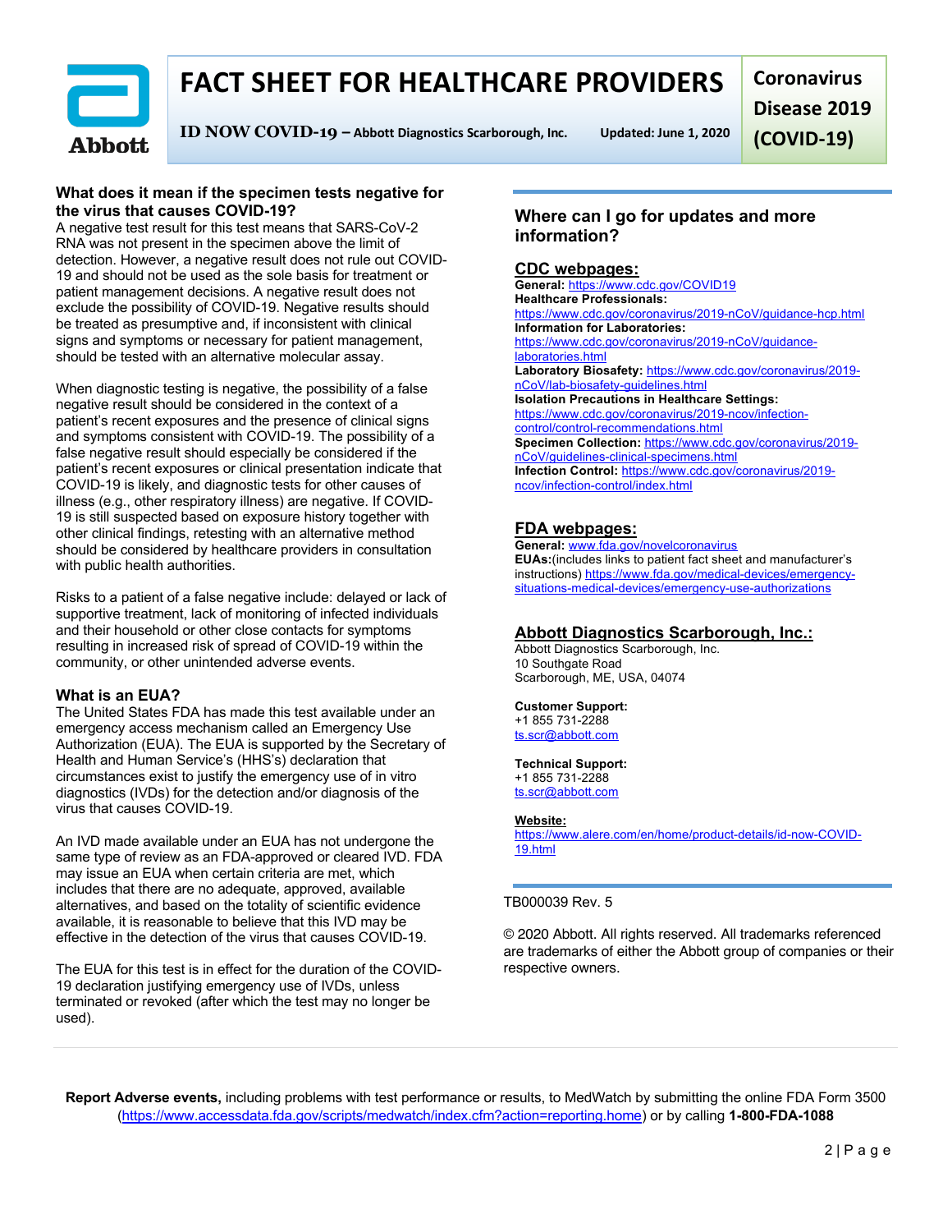# FACT SHEET FOR HEALTHCARE PROVIDERS

**ID NOW COVID-19 – Abbott Diagnostics Scarborough, Inc.** **Updated: June 1, 2020**

**Coronavirus Disease 2019 (COVID-19)**

### What does it mean if the specimen tests negative for the virus that causes COVID-19?

A negative test result for this test means that SARS-CoV-2 RNA was not present in the specimen above the limit of detection. However, a negative result does not rule out COVID-19 and should not be used as the sole basis for treatment or patient management decisions. A negative result does not exclude the possibility of COVID-19. Negative results should be treated as presumptive and, if inconsistent with clinical signs and symptoms or necessary for patient management, should be tested with an alternative molecular assay.

When diagnostic testing is negative, the possibility of a false negative result should be considered in the context of a patient's recent exposures and the presence of clinical signs and symptoms consistent with COVID-19. The possibility of a false negative result should especially be considered if the patient's recent exposures or clinical presentation indicate that COVID-19 is likely, and diagnostic tests for other causes of illness (e.g., other respiratory illness) are negative. If COVID-19 is still suspected based on exposure history together with other clinical findings, retesting with an alternative method should be considered by healthcare providers in consultation with public health authorities.

Risks to a patient of a false negative include: delayed or lack of supportive treatment, lack of monitoring of infected individuals and their household or other close contacts for symptoms resulting in increased risk of spread of COVID-19 within the community, or other unintended adverse events.

### What is an EUA?

The United States FDA has made this test available under an emergency access mechanism called an Emergency Use Authorization (EUA). The EUA is supported by the Secretary of Health and Human Service's (HHS's) declaration that circumstances exist to justify the emergency use of in vitro diagnostics (IVDs) for the detection and/or diagnosis of the virus that causes COVID-19.

An IVD made available under an EUA has not undergone the same type of review as an FDA-approved or cleared IVD. FDA may issue an EUA when certain criteria are met, which includes that there are no adequate, approved, available alternatives, and based on the totality of scientific evidence available, it is reasonable to believe that this IVD may be effective in the detection of the virus that causes COVID-19.

The EUA for this test is in effect for the duration of the COVID-19 declaration justifying emergency use of IVDs, unless terminated or revoked (after which the test may no longer be used).

### Where can I go for updates and more information?

**CDC webpages:**

**General:** https://www.cdc.gov/COVID19
**Healthcare Professionals:** https://www.cdc.gov/coronavirus/2019-nCoV/guidance-hcp.html
**Information for Laboratories:** https://www.cdc.gov/coronavirus/2019-nCoV/guidance-laboratories.html
**Laboratory Biosafety:** https://www.cdc.gov/coronavirus/2019-nCoV/lab-biosafety-guidelines.html
**Isolation Precautions in Healthcare Settings:** https://www.cdc.gov/coronavirus/2019-ncov/infection-control/control-recommendations.html
**Specimen Collection:** https://www.cdc.gov/coronavirus/2019-nCoV/guidelines-clinical-specimens.html
**Infection Control:** https://www.cdc.gov/coronavirus/2019-ncov/infection-control/index.html

**FDA webpages:**

**General:** www.fda.gov/novelcoronavirus
**EUAs:**(includes links to patient fact sheet and manufacturer's instructions) https://www.fda.gov/medical-devices/emergency-situations-medical-devices/emergency-use-authorizations

**Abbott Diagnostics Scarborough, Inc.:**

Abbott Diagnostics Scarborough, Inc.
10 Southgate Road
Scarborough, ME, USA, 04074

**Customer Support:**
+1 855 731-2288
ts.scr@abbott.com

**Technical Support:**
+1 855 731-2288
ts.scr@abbott.com

**Website:**
https://www.alere.com/en/home/product-details/id-now-COVID-19.html

TB000039 Rev. 5

© 2020 Abbott. All rights reserved. All trademarks referenced are trademarks of either the Abbott group of companies or their respective owners.

**Report Adverse events,** including problems with test performance or results, to MedWatch by submitting the online FDA Form 3500 (https://www.accessdata.fda.gov/scripts/medwatch/index.cfm?action=reporting.home) or by calling **1-800-FDA-1088**